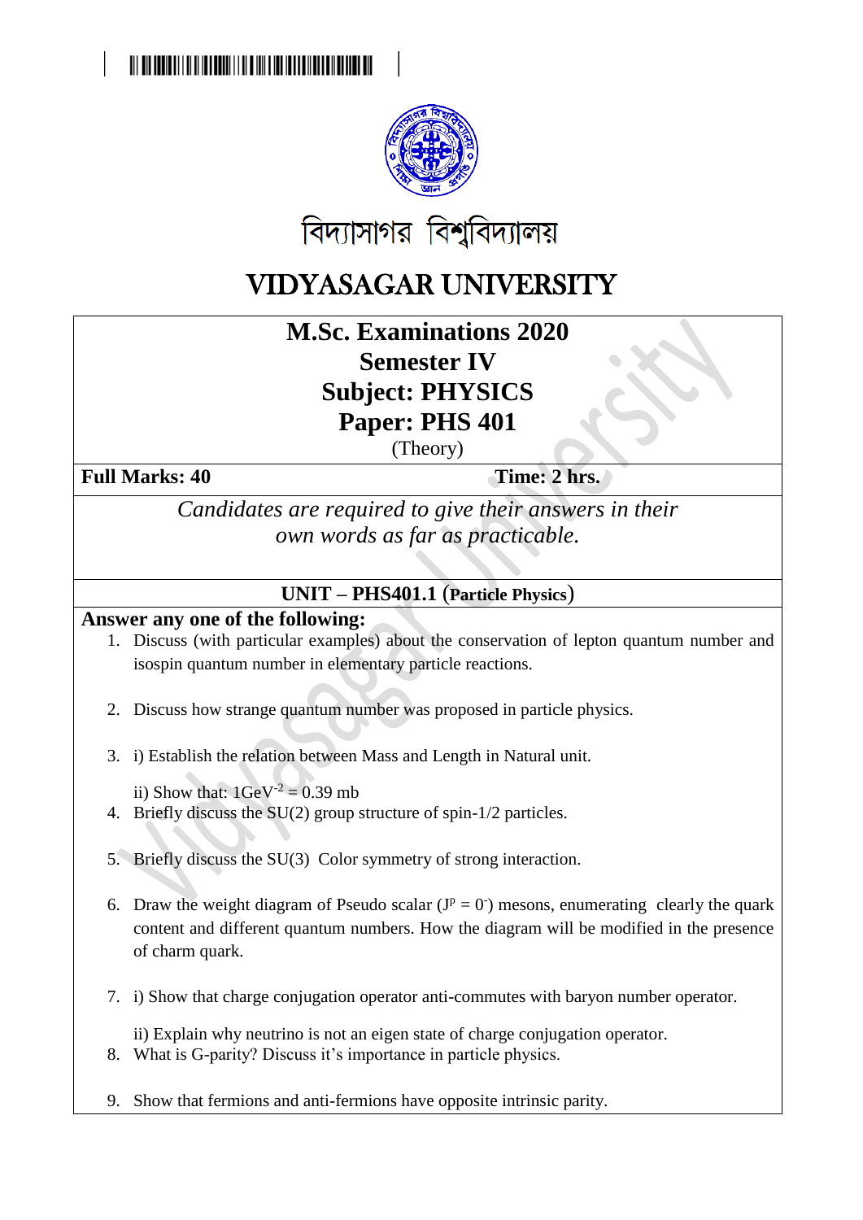বিদ্যাসাগর বিশ্ববিদ্যালয়

# VIDYASAGAR UNIVERSITY

## M.Sc. Examinations 2020
## Semester IV
## Subject: PHYSICS
## Paper: PHS 401

(Theory)

**Full Marks: 40** | **Time: 2 hrs.**

*Candidates are required to give their answers in their own words as far as practicable.*

### UNIT – PHS401.1 (Particle Physics)

**Answer any one of the following:**

1. Discuss (with particular examples) about the conservation of lepton quantum number and isospin quantum number in elementary particle reactions.

2. Discuss how strange quantum number was proposed in particle physics.

3. i) Establish the relation between Mass and Length in Natural unit.

   ii) Show that: $1\text{GeV}^{-2} = 0.39$ mb

4. Briefly discuss the SU(2) group structure of spin-1/2 particles.

5. Briefly discuss the SU(3) Color symmetry of strong interaction.

6. Draw the weight diagram of Pseudo scalar ($J^p = 0^-$) mesons, enumerating clearly the quark content and different quantum numbers. How the diagram will be modified in the presence of charm quark.

7. i) Show that charge conjugation operator anti-commutes with baryon number operator.

   ii) Explain why neutrino is not an eigen state of charge conjugation operator.

8. What is G-parity? Discuss it's importance in particle physics.

9. Show that fermions and anti-fermions have opposite intrinsic parity.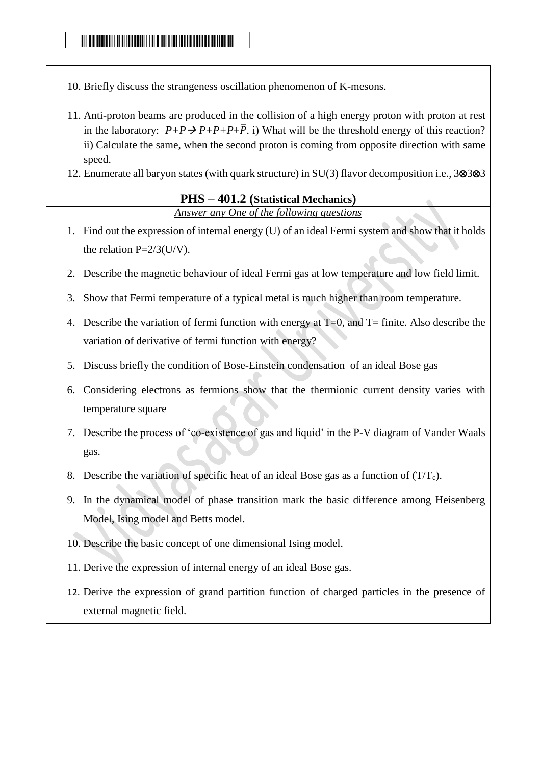10. Briefly discuss the strangeness oscillation phenomenon of K-mesons.

11. Anti-proton beams are produced in the collision of a high energy proton with proton at rest in the laboratory: $P + P \rightarrow P + P + P + \bar{P}$. i) What will be the threshold energy of this reaction? ii) Calculate the same, when the second proton is coming from opposite direction with same speed.

12. Enumerate all baryon states (with quark structure) in SU(3) flavor decomposition i.e., $3 \otimes 3 \otimes 3$

## PHS – 401.2 (Statistical Mechanics)

*Answer any One of the following questions*

1. Find out the expression of internal energy (U) of an ideal Fermi system and show that it holds the relation P=2/3(U/V).

2. Describe the magnetic behaviour of ideal Fermi gas at low temperature and low field limit.

3. Show that Fermi temperature of a typical metal is much higher than room temperature.

4. Describe the variation of fermi function with energy at T=0, and T= finite. Also describe the variation of derivative of fermi function with energy?

5. Discuss briefly the condition of Bose-Einstein condensation of an ideal Bose gas

6. Considering electrons as fermions show that the thermionic current density varies with temperature square

7. Describe the process of 'co-existence of gas and liquid' in the P-V diagram of Vander Waals gas.

8. Describe the variation of specific heat of an ideal Bose gas as a function of $(T/T_c)$.

9. In the dynamical model of phase transition mark the basic difference among Heisenberg Model, Ising model and Betts model.

10. Describe the basic concept of one dimensional Ising model.

11. Derive the expression of internal energy of an ideal Bose gas.

12. Derive the expression of grand partition function of charged particles in the presence of external magnetic field.